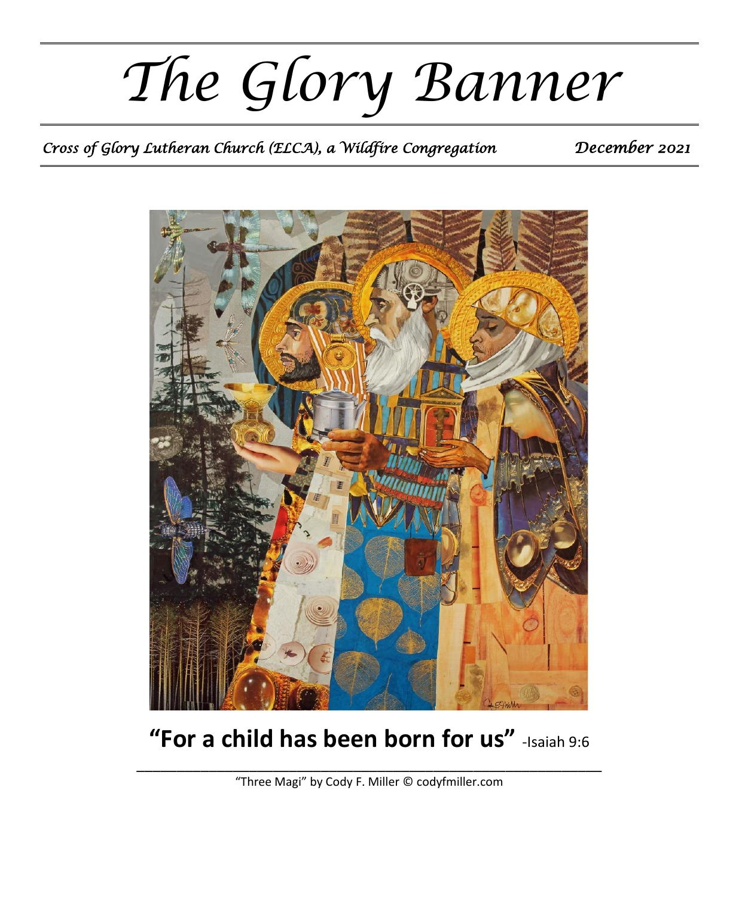# *The Glory Banner*

*Cross of Glory Lutheran Church (ELCA), a Wildfire Congregation* *December 2021*

**"For a child has been born for us"** -Isaiah 9:6

"Three Magi" by Cody F. Miller © codyfmiller.com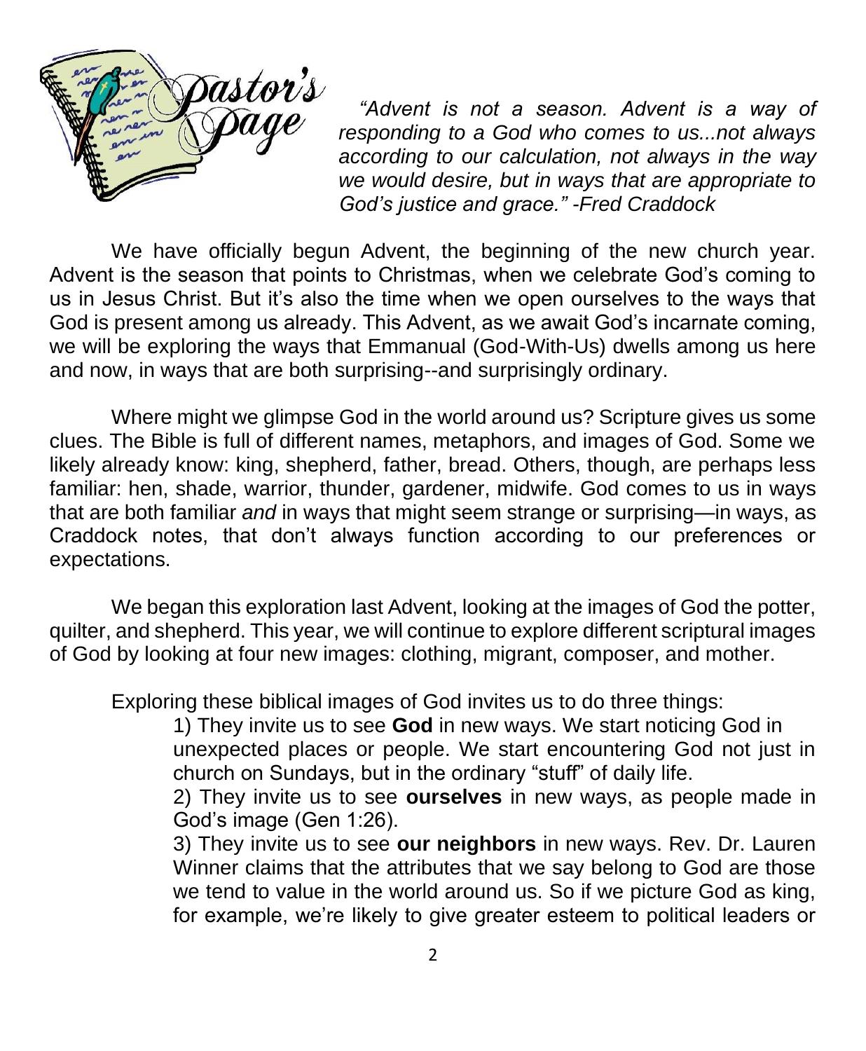# Pastor's Page

*"Advent is not a season. Advent is a way of responding to a God who comes to us...not always according to our calculation, not always in the way we would desire, but in ways that are appropriate to God's justice and grace." -Fred Craddock*

We have officially begun Advent, the beginning of the new church year. Advent is the season that points to Christmas, when we celebrate God's coming to us in Jesus Christ. But it's also the time when we open ourselves to the ways that God is present among us already. This Advent, as we await God's incarnate coming, we will be exploring the ways that Emmanual (God-With-Us) dwells among us here and now, in ways that are both surprising--and surprisingly ordinary.

Where might we glimpse God in the world around us? Scripture gives us some clues. The Bible is full of different names, metaphors, and images of God. Some we likely already know: king, shepherd, father, bread. Others, though, are perhaps less familiar: hen, shade, warrior, thunder, gardener, midwife. God comes to us in ways that are both familiar *and* in ways that might seem strange or surprising—in ways, as Craddock notes, that don't always function according to our preferences or expectations.

We began this exploration last Advent, looking at the images of God the potter, quilter, and shepherd. This year, we will continue to explore different scriptural images of God by looking at four new images: clothing, migrant, composer, and mother.

Exploring these biblical images of God invites us to do three things:

1) They invite us to see **God** in new ways. We start noticing God in unexpected places or people. We start encountering God not just in church on Sundays, but in the ordinary "stuff" of daily life.
2) They invite us to see **ourselves** in new ways, as people made in God's image (Gen 1:26).
3) They invite us to see **our neighbors** in new ways. Rev. Dr. Lauren Winner claims that the attributes that we say belong to God are those we tend to value in the world around us. So if we picture God as king, for example, we're likely to give greater esteem to political leaders or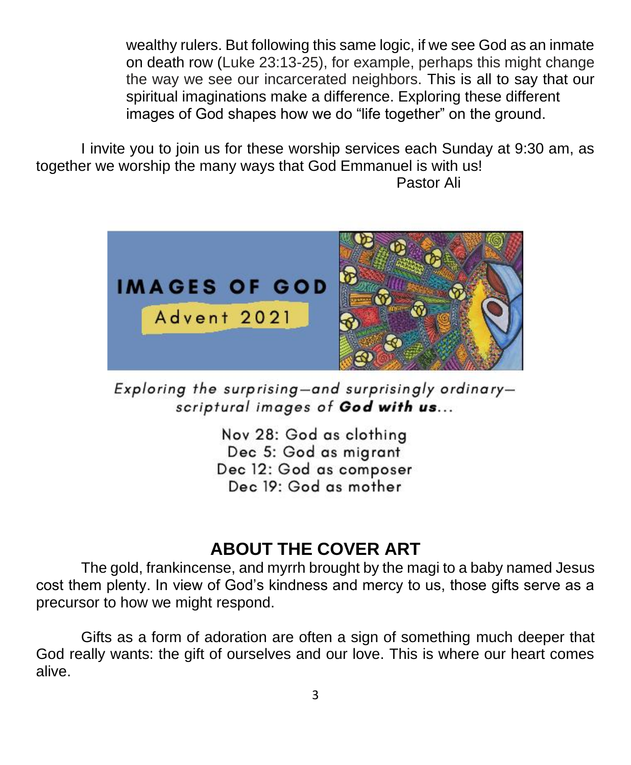wealthy rulers. But following this same logic, if we see God as an inmate on death row (Luke 23:13-25), for example, perhaps this might change the way we see our incarcerated neighbors. This is all to say that our spiritual imaginations make a difference. Exploring these different images of God shapes how we do "life together" on the ground.

I invite you to join us for these worship services each Sunday at 9:30 am, as together we worship the many ways that God Emmanuel is with us!

Pastor Ali

**IMAGES OF GOD**

Advent 2021

*Exploring the surprising—and surprisingly ordinary—scriptural images of* ***God with us****...*

Nov 28: God as clothing
Dec 5: God as migrant
Dec 12: God as composer
Dec 19: God as mother

## ABOUT THE COVER ART

The gold, frankincense, and myrrh brought by the magi to a baby named Jesus cost them plenty. In view of God's kindness and mercy to us, those gifts serve as a precursor to how we might respond.

Gifts as a form of adoration are often a sign of something much deeper that God really wants: the gift of ourselves and our love. This is where our heart comes alive.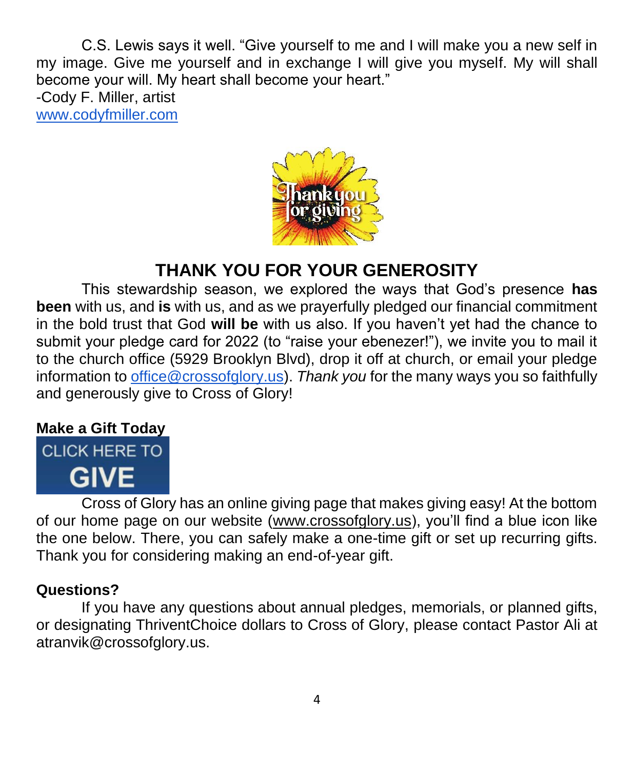C.S. Lewis says it well. "Give yourself to me and I will make you a new self in my image. Give me yourself and in exchange I will give you myself. My will shall become your will. My heart shall become your heart."
-Cody F. Miller, artist
www.codyfmiller.com

## THANK YOU FOR YOUR GENEROSITY

This stewardship season, we explored the ways that God's presence **has been** with us, and **is** with us, and as we prayerfully pledged our financial commitment in the bold trust that God **will be** with us also. If you haven't yet had the chance to submit your pledge card for 2022 (to "raise your ebenezer!"), we invite you to mail it to the church office (5929 Brooklyn Blvd), drop it off at church, or email your pledge information to office@crossofglory.us). *Thank you* for the many ways you so faithfully and generously give to Cross of Glory!

**Make a Gift Today**

CLICK HERE TO GIVE

Cross of Glory has an online giving page that makes giving easy! At the bottom of our home page on our website (www.crossofglory.us), you'll find a blue icon like the one below. There, you can safely make a one-time gift or set up recurring gifts. Thank you for considering making an end-of-year gift.

**Questions?**

If you have any questions about annual pledges, memorials, or planned gifts, or designating ThriventChoice dollars to Cross of Glory, please contact Pastor Ali at atranvik@crossofglory.us.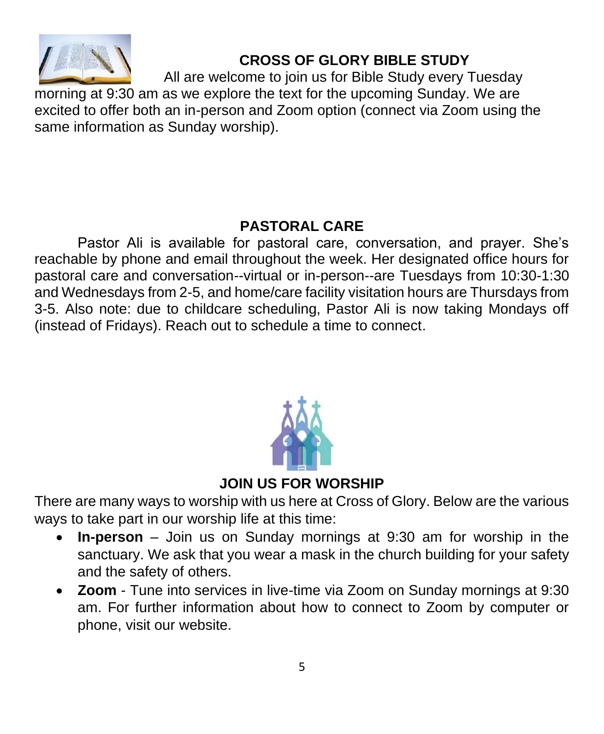## CROSS OF GLORY BIBLE STUDY

All are welcome to join us for Bible Study every Tuesday morning at 9:30 am as we explore the text for the upcoming Sunday. We are excited to offer both an in-person and Zoom option (connect via Zoom using the same information as Sunday worship).

## PASTORAL CARE

Pastor Ali is available for pastoral care, conversation, and prayer. She's reachable by phone and email throughout the week. Her designated office hours for pastoral care and conversation--virtual or in-person--are Tuesdays from 10:30-1:30 and Wednesdays from 2-5, and home/care facility visitation hours are Thursdays from 3-5. Also note: due to childcare scheduling, Pastor Ali is now taking Mondays off (instead of Fridays). Reach out to schedule a time to connect.

## JOIN US FOR WORSHIP

There are many ways to worship with us here at Cross of Glory. Below are the various ways to take part in our worship life at this time:

- **In-person** – Join us on Sunday mornings at 9:30 am for worship in the sanctuary. We ask that you wear a mask in the church building for your safety and the safety of others.
- **Zoom** - Tune into services in live-time via Zoom on Sunday mornings at 9:30 am. For further information about how to connect to Zoom by computer or phone, visit our website.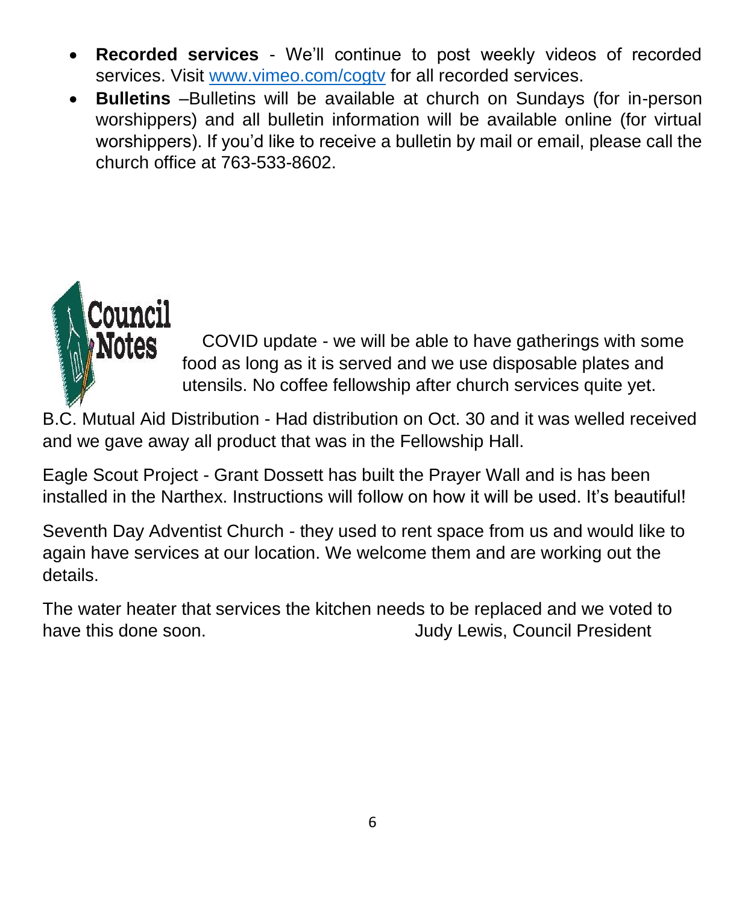- **Recorded services** - We'll continue to post weekly videos of recorded services. Visit www.vimeo.com/cogtv for all recorded services.
- **Bulletins** –Bulletins will be available at church on Sundays (for in-person worshippers) and all bulletin information will be available online (for virtual worshippers). If you'd like to receive a bulletin by mail or email, please call the church office at 763-533-8602.

## Council Notes

COVID update - we will be able to have gatherings with some food as long as it is served and we use disposable plates and utensils. No coffee fellowship after church services quite yet.

B.C. Mutual Aid Distribution - Had distribution on Oct. 30 and it was welled received and we gave away all product that was in the Fellowship Hall.

Eagle Scout Project - Grant Dossett has built the Prayer Wall and is has been installed in the Narthex. Instructions will follow on how it will be used. It's beautiful!

Seventh Day Adventist Church - they used to rent space from us and would like to again have services at our location. We welcome them and are working out the details.

The water heater that services the kitchen needs to be replaced and we voted to have this done soon.

Judy Lewis, Council President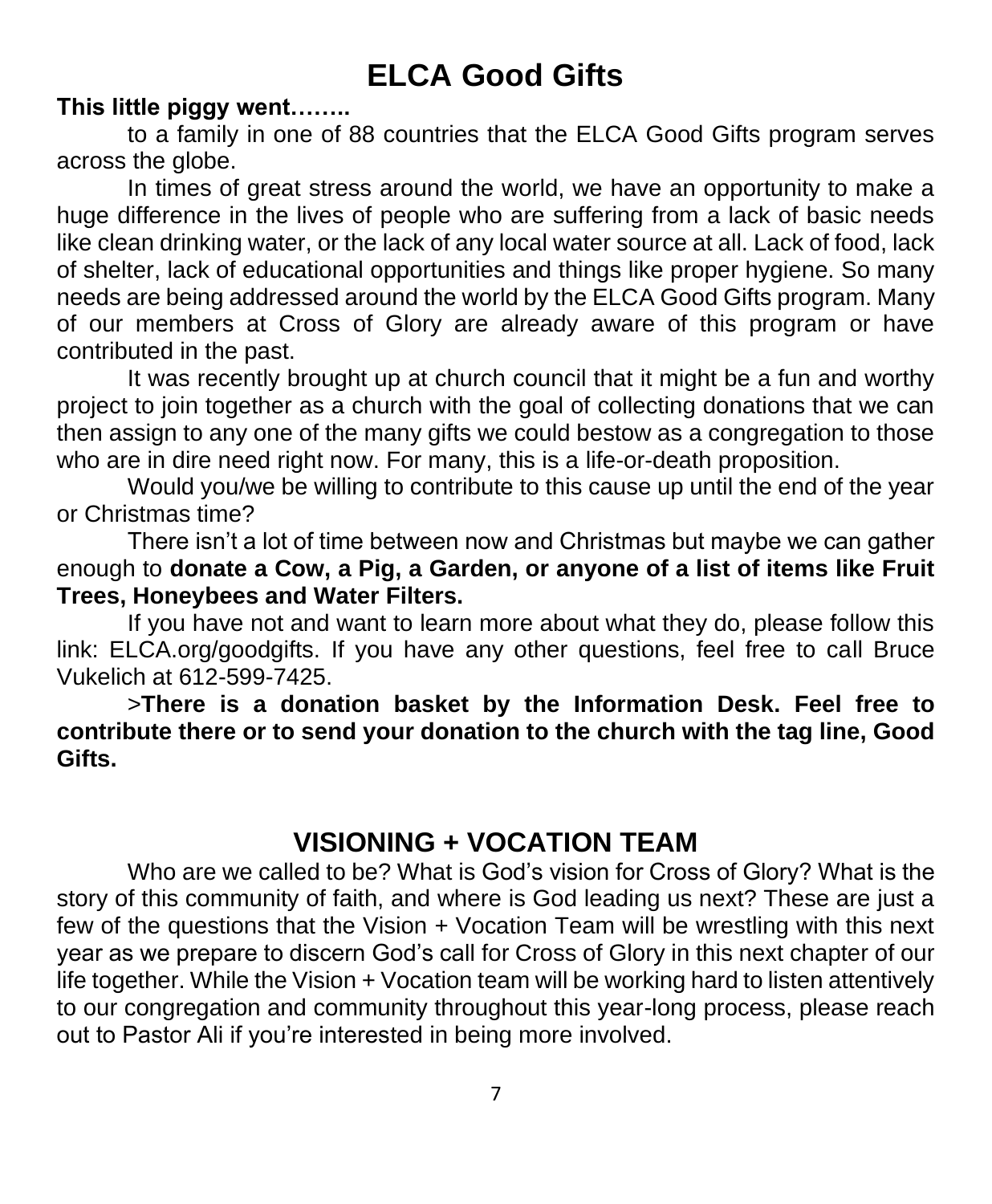# ELCA Good Gifts

**This little piggy went……..**

to a family in one of 88 countries that the ELCA Good Gifts program serves across the globe.

In times of great stress around the world, we have an opportunity to make a huge difference in the lives of people who are suffering from a lack of basic needs like clean drinking water, or the lack of any local water source at all. Lack of food, lack of shelter, lack of educational opportunities and things like proper hygiene. So many needs are being addressed around the world by the ELCA Good Gifts program. Many of our members at Cross of Glory are already aware of this program or have contributed in the past.

It was recently brought up at church council that it might be a fun and worthy project to join together as a church with the goal of collecting donations that we can then assign to any one of the many gifts we could bestow as a congregation to those who are in dire need right now. For many, this is a life-or-death proposition.

Would you/we be willing to contribute to this cause up until the end of the year or Christmas time?

There isn't a lot of time between now and Christmas but maybe we can gather enough to **donate a Cow, a Pig, a Garden, or anyone of a list of items like Fruit Trees, Honeybees and Water Filters.**

If you have not and want to learn more about what they do, please follow this link: ELCA.org/goodgifts. If you have any other questions, feel free to call Bruce Vukelich at 612-599-7425.

>**There is a donation basket by the Information Desk. Feel free to contribute there or to send your donation to the church with the tag line, Good Gifts.**

## VISIONING + VOCATION TEAM

Who are we called to be? What is God's vision for Cross of Glory? What is the story of this community of faith, and where is God leading us next? These are just a few of the questions that the Vision + Vocation Team will be wrestling with this next year as we prepare to discern God's call for Cross of Glory in this next chapter of our life together. While the Vision + Vocation team will be working hard to listen attentively to our congregation and community throughout this year-long process, please reach out to Pastor Ali if you're interested in being more involved.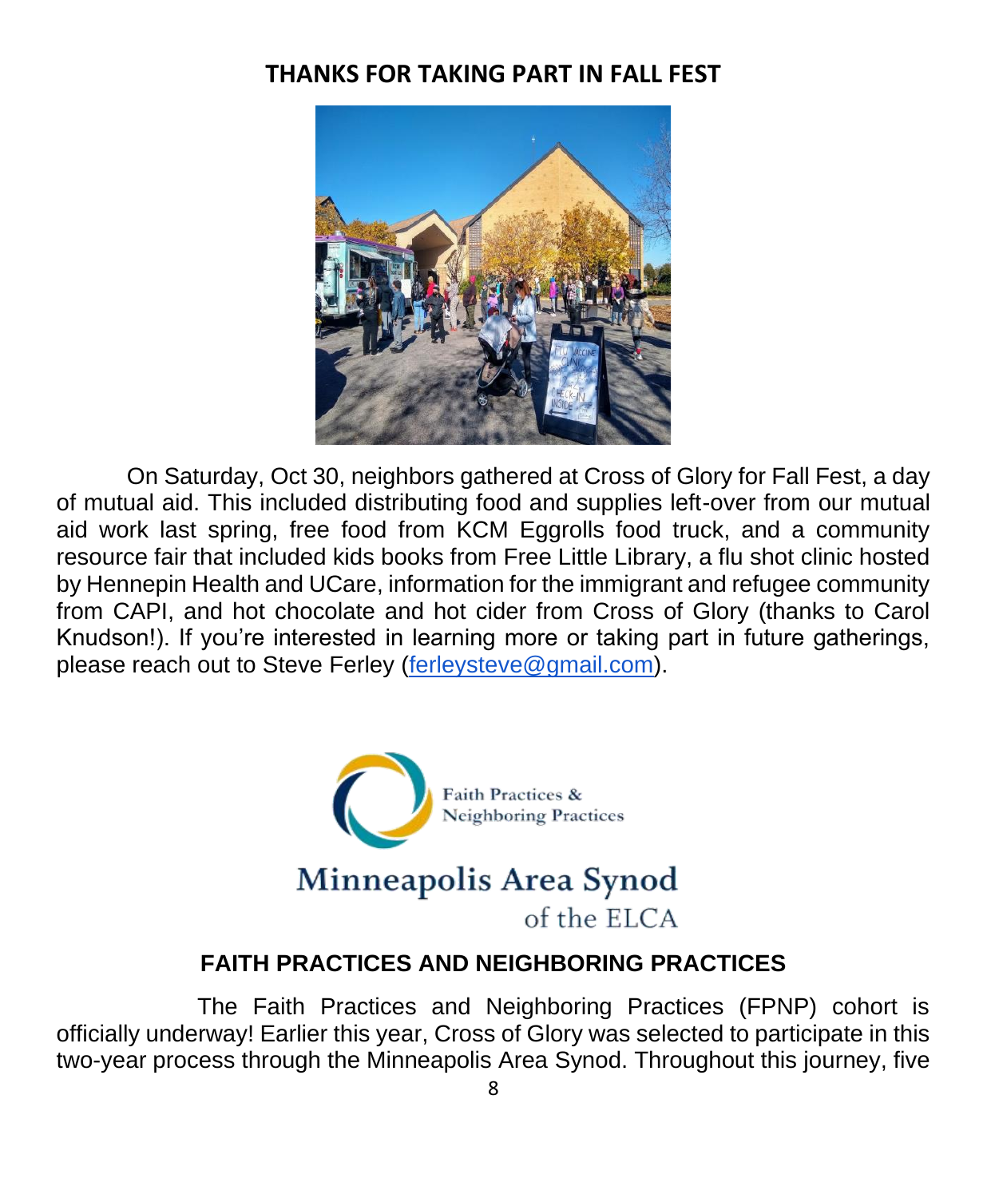## THANKS FOR TAKING PART IN FALL FEST

On Saturday, Oct 30, neighbors gathered at Cross of Glory for Fall Fest, a day of mutual aid. This included distributing food and supplies left-over from our mutual aid work last spring, free food from KCM Eggrolls food truck, and a community resource fair that included kids books from Free Little Library, a flu shot clinic hosted by Hennepin Health and UCare, information for the immigrant and refugee community from CAPI, and hot chocolate and hot cider from Cross of Glory (thanks to Carol Knudson!). If you're interested in learning more or taking part in future gatherings, please reach out to Steve Ferley (ferleysteve@gmail.com).

Faith Practices & Neighboring Practices

Minneapolis Area Synod of the ELCA

## FAITH PRACTICES AND NEIGHBORING PRACTICES

The Faith Practices and Neighboring Practices (FPNP) cohort is officially underway! Earlier this year, Cross of Glory was selected to participate in this two-year process through the Minneapolis Area Synod. Throughout this journey, five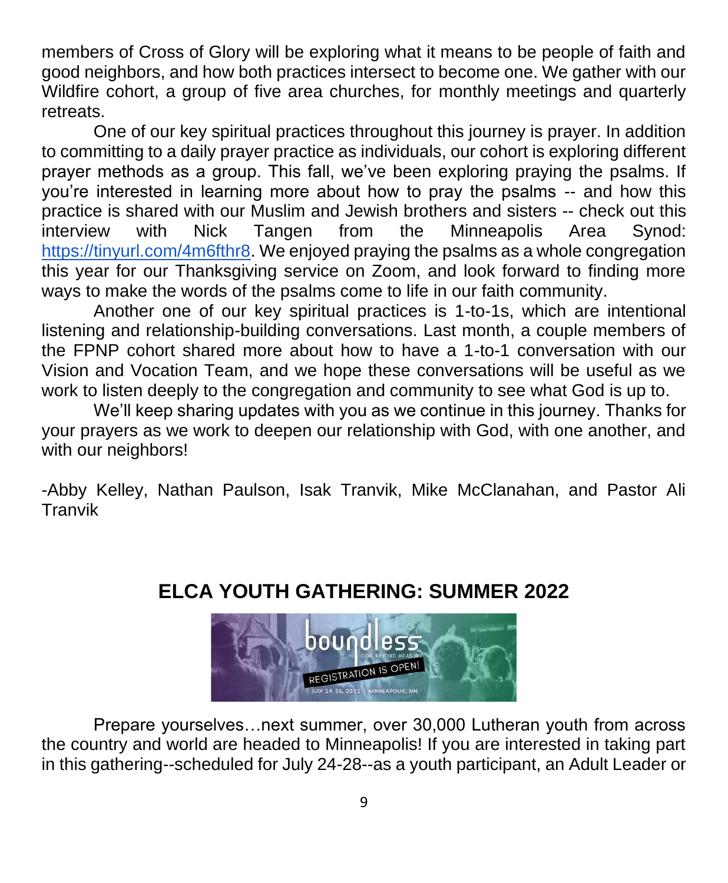members of Cross of Glory will be exploring what it means to be people of faith and good neighbors, and how both practices intersect to become one. We gather with our Wildfire cohort, a group of five area churches, for monthly meetings and quarterly retreats.

One of our key spiritual practices throughout this journey is prayer. In addition to committing to a daily prayer practice as individuals, our cohort is exploring different prayer methods as a group. This fall, we've been exploring praying the psalms. If you're interested in learning more about how to pray the psalms -- and how this practice is shared with our Muslim and Jewish brothers and sisters -- check out this interview with Nick Tangen from the Minneapolis Area Synod: https://tinyurl.com/4m6fthr8. We enjoyed praying the psalms as a whole congregation this year for our Thanksgiving service on Zoom, and look forward to finding more ways to make the words of the psalms come to life in our faith community.

Another one of our key spiritual practices is 1-to-1s, which are intentional listening and relationship-building conversations. Last month, a couple members of the FPNP cohort shared more about how to have a 1-to-1 conversation with our Vision and Vocation Team, and we hope these conversations will be useful as we work to listen deeply to the congregation and community to see what God is up to.

We'll keep sharing updates with you as we continue in this journey. Thanks for your prayers as we work to deepen our relationship with God, with one another, and with our neighbors!

-Abby Kelley, Nathan Paulson, Isak Tranvik, Mike McClanahan, and Pastor Ali Tranvik

## ELCA YOUTH GATHERING: SUMMER 2022

Prepare yourselves…next summer, over 30,000 Lutheran youth from across the country and world are headed to Minneapolis! If you are interested in taking part in this gathering--scheduled for July 24-28--as a youth participant, an Adult Leader or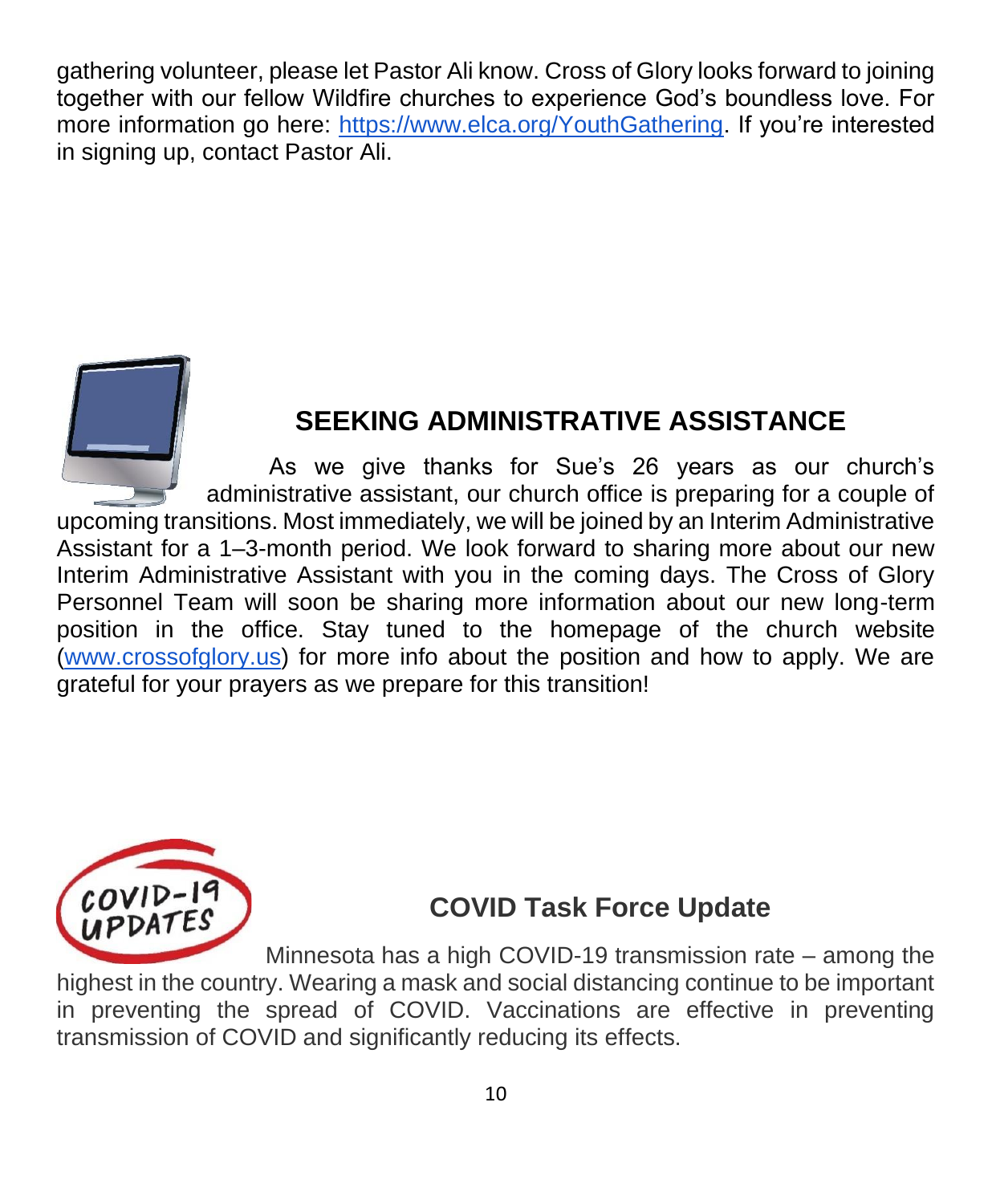gathering volunteer, please let Pastor Ali know. Cross of Glory looks forward to joining together with our fellow Wildfire churches to experience God's boundless love. For more information go here: [https://www.elca.org/YouthGathering](https://www.elca.org/YouthGathering). If you're interested in signing up, contact Pastor Ali.

## SEEKING ADMINISTRATIVE ASSISTANCE

As we give thanks for Sue's 26 years as our church's administrative assistant, our church office is preparing for a couple of upcoming transitions. Most immediately, we will be joined by an Interim Administrative Assistant for a 1–3-month period. We look forward to sharing more about our new Interim Administrative Assistant with you in the coming days. The Cross of Glory Personnel Team will soon be sharing more information about our new long-term position in the office. Stay tuned to the homepage of the church website ([www.crossofglory.us](http://www.crossofglory.us)) for more info about the position and how to apply. We are grateful for your prayers as we prepare for this transition!

## COVID Task Force Update

Minnesota has a high COVID-19 transmission rate – among the highest in the country. Wearing a mask and social distancing continue to be important in preventing the spread of COVID. Vaccinations are effective in preventing transmission of COVID and significantly reducing its effects.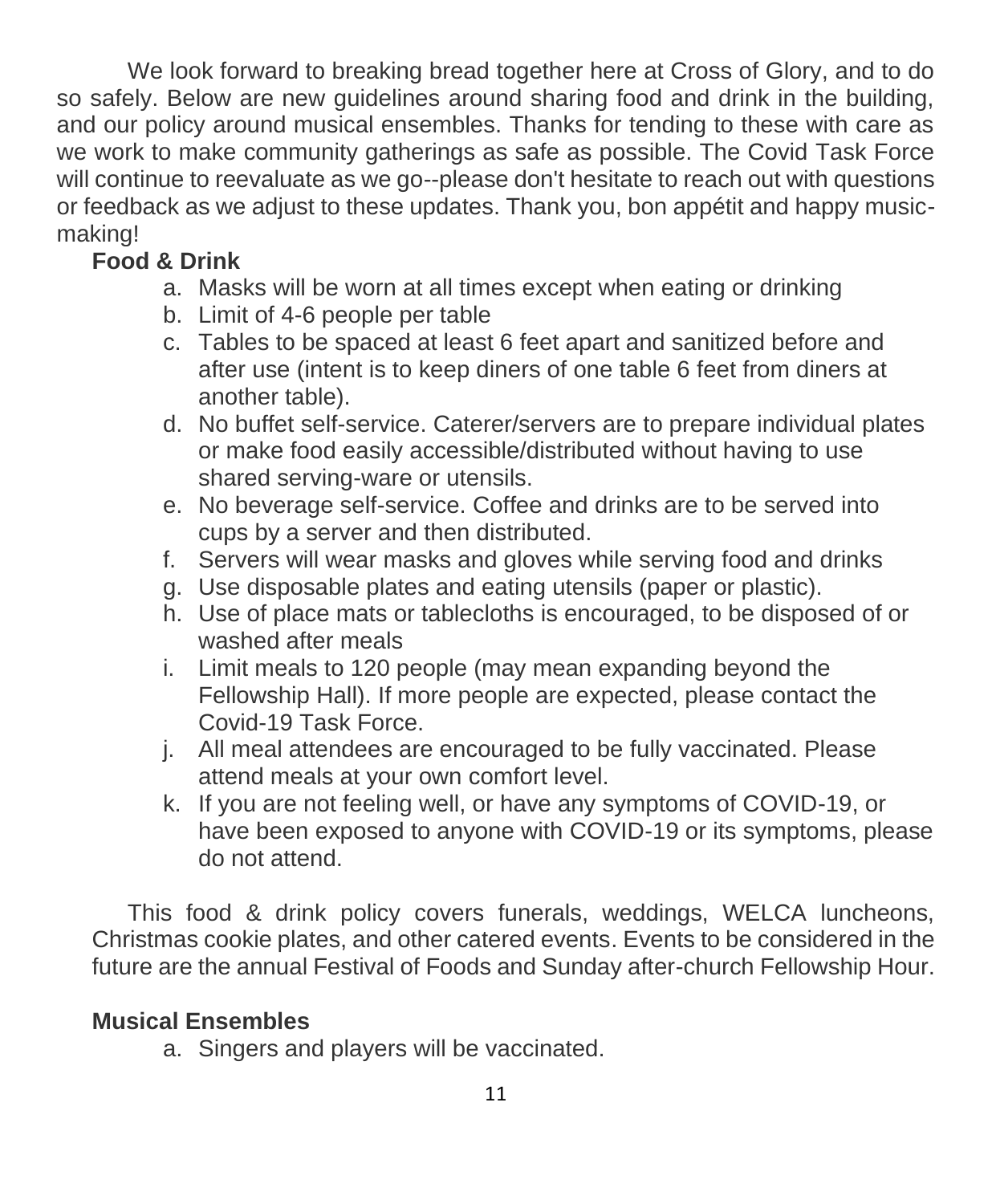We look forward to breaking bread together here at Cross of Glory, and to do so safely. Below are new guidelines around sharing food and drink in the building, and our policy around musical ensembles. Thanks for tending to these with care as we work to make community gatherings as safe as possible. The Covid Task Force will continue to reevaluate as we go--please don't hesitate to reach out with questions or feedback as we adjust to these updates. Thank you, bon appétit and happy music-making!

**Food & Drink**

a. Masks will be worn at all times except when eating or drinking
b. Limit of 4-6 people per table
c. Tables to be spaced at least 6 feet apart and sanitized before and after use (intent is to keep diners of one table 6 feet from diners at another table).
d. No buffet self-service. Caterer/servers are to prepare individual plates or make food easily accessible/distributed without having to use shared serving-ware or utensils.
e. No beverage self-service. Coffee and drinks are to be served into cups by a server and then distributed.
f. Servers will wear masks and gloves while serving food and drinks
g. Use disposable plates and eating utensils (paper or plastic).
h. Use of place mats or tablecloths is encouraged, to be disposed of or washed after meals
i. Limit meals to 120 people (may mean expanding beyond the Fellowship Hall). If more people are expected, please contact the Covid-19 Task Force.
j. All meal attendees are encouraged to be fully vaccinated. Please attend meals at your own comfort level.
k. If you are not feeling well, or have any symptoms of COVID-19, or have been exposed to anyone with COVID-19 or its symptoms, please do not attend.

This food & drink policy covers funerals, weddings, WELCA luncheons, Christmas cookie plates, and other catered events. Events to be considered in the future are the annual Festival of Foods and Sunday after-church Fellowship Hour.

**Musical Ensembles**

a. Singers and players will be vaccinated.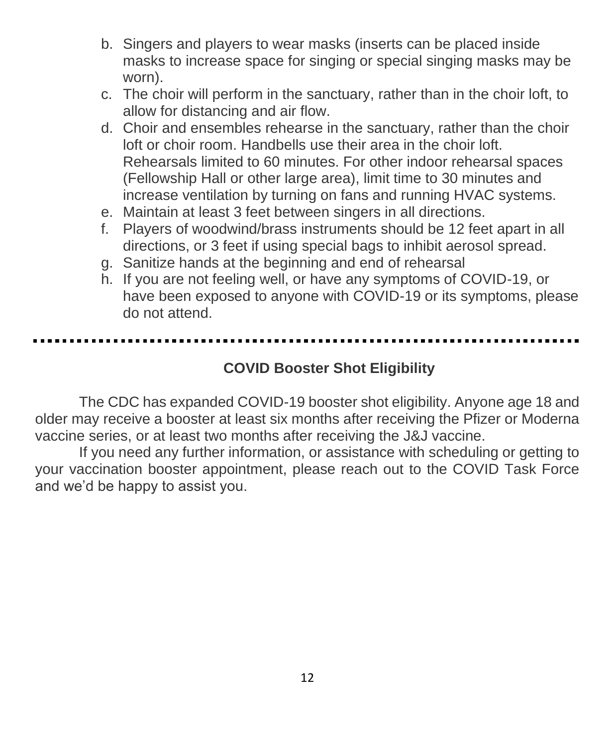b. Singers and players to wear masks (inserts can be placed inside masks to increase space for singing or special singing masks may be worn).
c. The choir will perform in the sanctuary, rather than in the choir loft, to allow for distancing and air flow.
d. Choir and ensembles rehearse in the sanctuary, rather than the choir loft or choir room. Handbells use their area in the choir loft. Rehearsals limited to 60 minutes. For other indoor rehearsal spaces (Fellowship Hall or other large area), limit time to 30 minutes and increase ventilation by turning on fans and running HVAC systems.
e. Maintain at least 3 feet between singers in all directions.
f. Players of woodwind/brass instruments should be 12 feet apart in all directions, or 3 feet if using special bags to inhibit aerosol spread.
g. Sanitize hands at the beginning and end of rehearsal
h. If you are not feeling well, or have any symptoms of COVID-19, or have been exposed to anyone with COVID-19 or its symptoms, please do not attend.

---

**COVID Booster Shot Eligibility**

The CDC has expanded COVID-19 booster shot eligibility. Anyone age 18 and older may receive a booster at least six months after receiving the Pfizer or Moderna vaccine series, or at least two months after receiving the J&J vaccine.

If you need any further information, or assistance with scheduling or getting to your vaccination booster appointment, please reach out to the COVID Task Force and we'd be happy to assist you.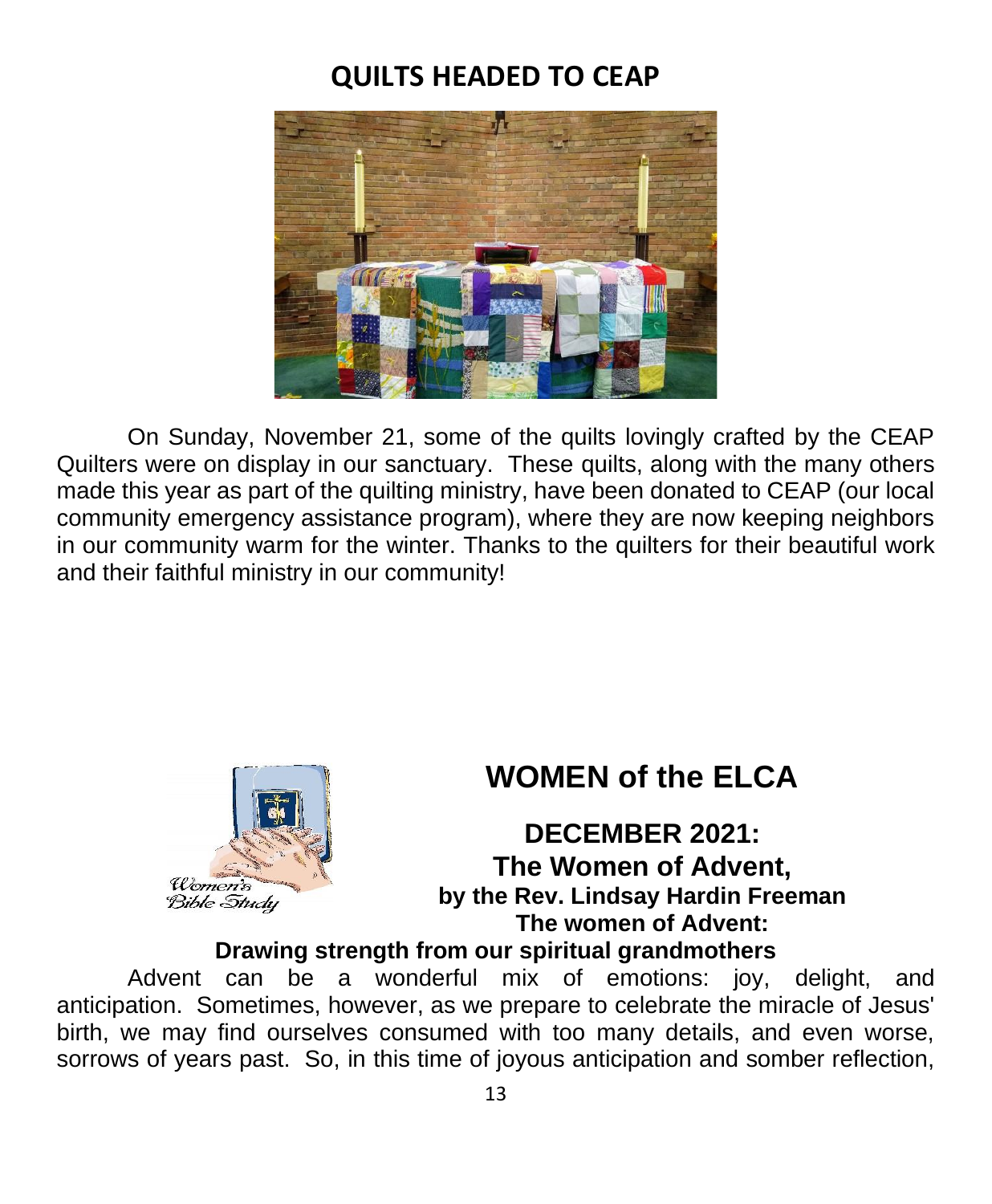# QUILTS HEADED TO CEAP

On Sunday, November 21, some of the quilts lovingly crafted by the CEAP Quilters were on display in our sanctuary. These quilts, along with the many others made this year as part of the quilting ministry, have been donated to CEAP (our local community emergency assistance program), where they are now keeping neighbors in our community warm for the winter. Thanks to the quilters for their beautiful work and their faithful ministry in our community!

# WOMEN of the ELCA

## DECEMBER 2021: The Women of Advent,

**by the Rev. Lindsay Hardin Freeman**

**The women of Advent: Drawing strength from our spiritual grandmothers**

Advent can be a wonderful mix of emotions: joy, delight, and anticipation. Sometimes, however, as we prepare to celebrate the miracle of Jesus' birth, we may find ourselves consumed with too many details, and even worse, sorrows of years past. So, in this time of joyous anticipation and somber reflection,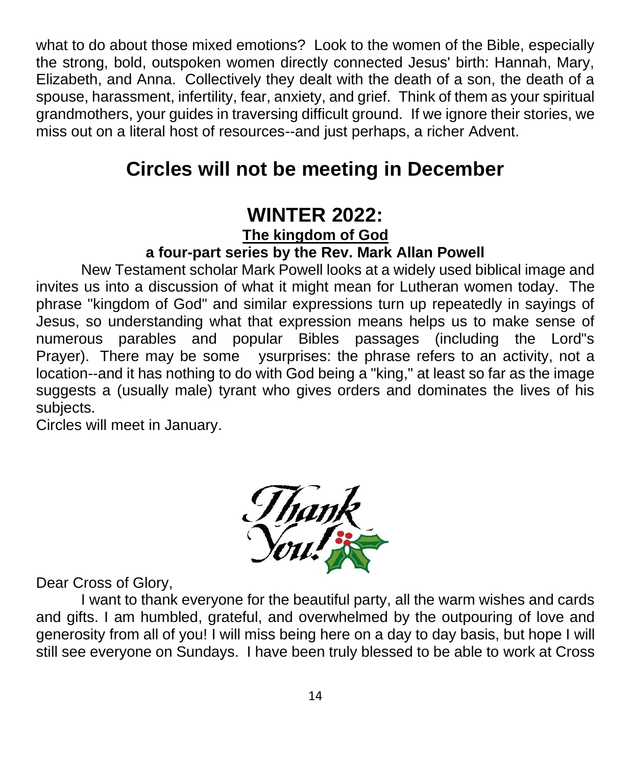what to do about those mixed emotions? Look to the women of the Bible, especially the strong, bold, outspoken women directly connected Jesus' birth: Hannah, Mary, Elizabeth, and Anna. Collectively they dealt with the death of a son, the death of a spouse, harassment, infertility, fear, anxiety, and grief. Think of them as your spiritual grandmothers, your guides in traversing difficult ground. If we ignore their stories, we miss out on a literal host of resources--and just perhaps, a richer Advent.

## Circles will not be meeting in December

## WINTER 2022:

**<u>The kingdom of God</u>**

**a four-part series by the Rev. Mark Allan Powell**

New Testament scholar Mark Powell looks at a widely used biblical image and invites us into a discussion of what it might mean for Lutheran women today. The phrase "kingdom of God" and similar expressions turn up repeatedly in sayings of Jesus, so understanding what that expression means helps us to make sense of numerous parables and popular Bibles passages (including the Lord"s Prayer). There may be some ysurprises: the phrase refers to an activity, not a location--and it has nothing to do with God being a "king," at least so far as the image suggests a (usually male) tyrant who gives orders and dominates the lives of his subjects.

Circles will meet in January.

Thank You!

Dear Cross of Glory,

I want to thank everyone for the beautiful party, all the warm wishes and cards and gifts. I am humbled, grateful, and overwhelmed by the outpouring of love and generosity from all of you! I will miss being here on a day to day basis, but hope I will still see everyone on Sundays. I have been truly blessed to be able to work at Cross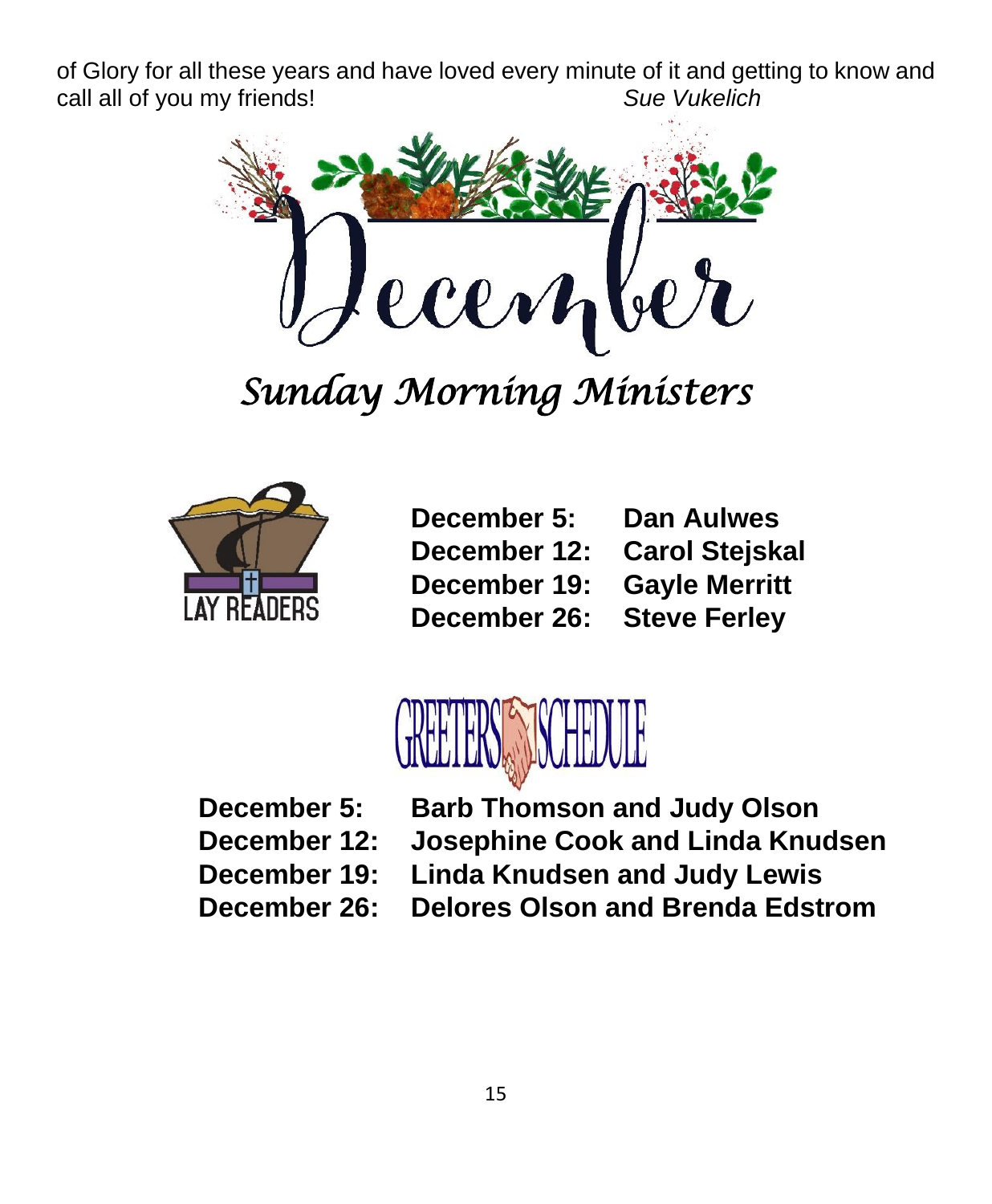of Glory for all these years and have loved every minute of it and getting to know and call all of you my friends! *Sue Vukelich*

# December

## *Sunday Morning Ministers*

### LAY READERS

**December 5:** **Dan Aulwes**
**December 12:** **Carol Stejskal**
**December 19:** **Gayle Merritt**
**December 26:** **Steve Ferley**

### GREETERS SCHEDULE

**December 5:** **Barb Thomson and Judy Olson**
**December 12:** **Josephine Cook and Linda Knudsen**
**December 19:** **Linda Knudsen and Judy Lewis**
**December 26:** **Delores Olson and Brenda Edstrom**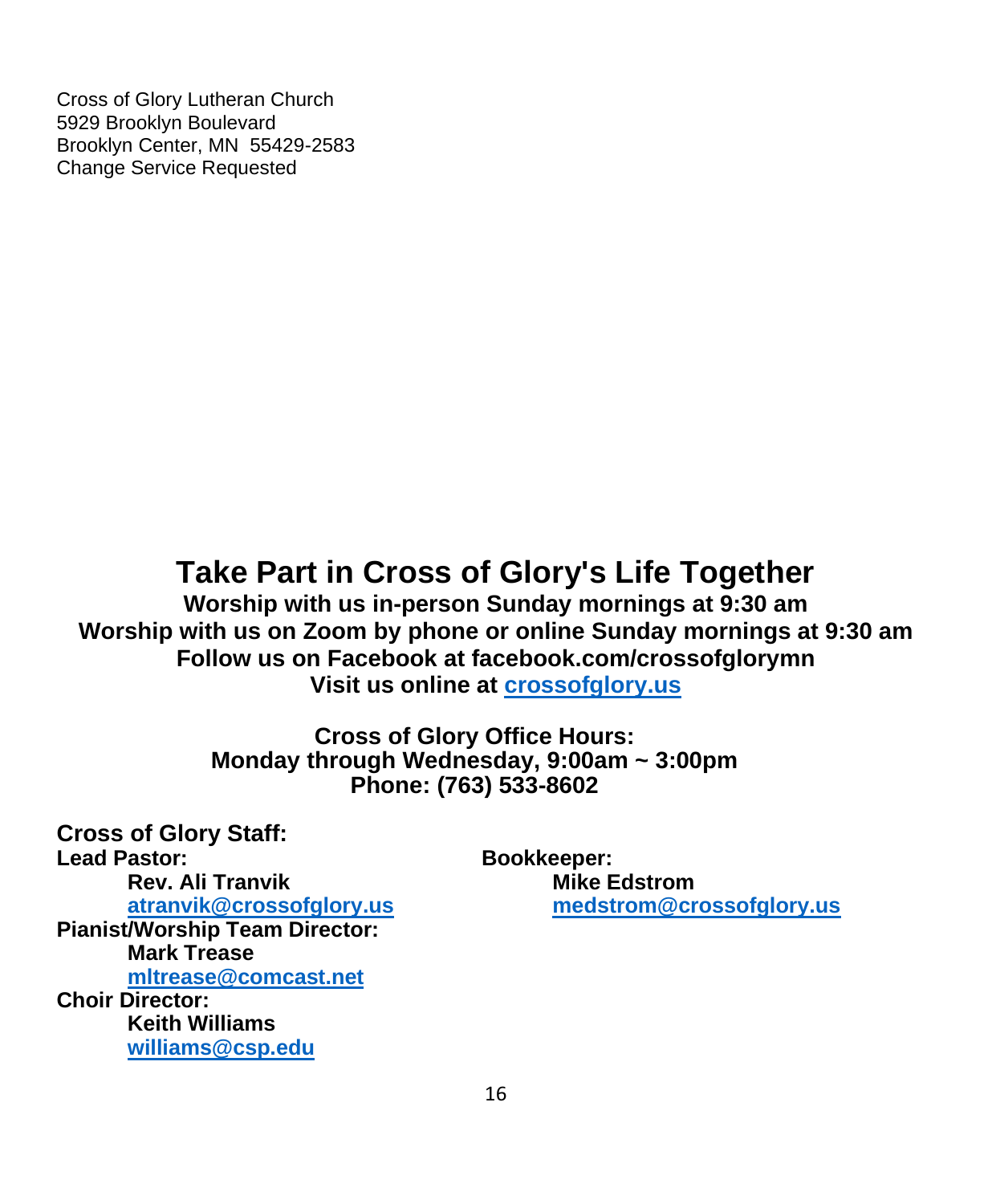Cross of Glory Lutheran Church
5929 Brooklyn Boulevard
Brooklyn Center, MN  55429-2583
Change Service Requested

# Take Part in Cross of Glory's Life Together

**Worship with us in-person Sunday mornings at 9:30 am**
**Worship with us on Zoom by phone or online Sunday mornings at 9:30 am**
**Follow us on Facebook at facebook.com/crossofglorymn**
**Visit us online at [crossofglory.us](crossofglory.us)**

**Cross of Glory Office Hours:**
**Monday through Wednesday, 9:00am ~ 3:00pm**
**Phone: (763) 533-8602**

## Cross of Glory Staff:

**Lead Pastor:**
**Rev. Ali Tranvik**
**[atranvik@crossofglory.us](mailto:atranvik@crossofglory.us)**

**Pianist/Worship Team Director:**
**Mark Trease**
**[mltrease@comcast.net](mailto:mltrease@comcast.net)**

**Choir Director:**
**Keith Williams**
**[williams@csp.edu](mailto:williams@csp.edu)**

**Bookkeeper:**
**Mike Edstrom**
**[medstrom@crossofglory.us](mailto:medstrom@crossofglory.us)**